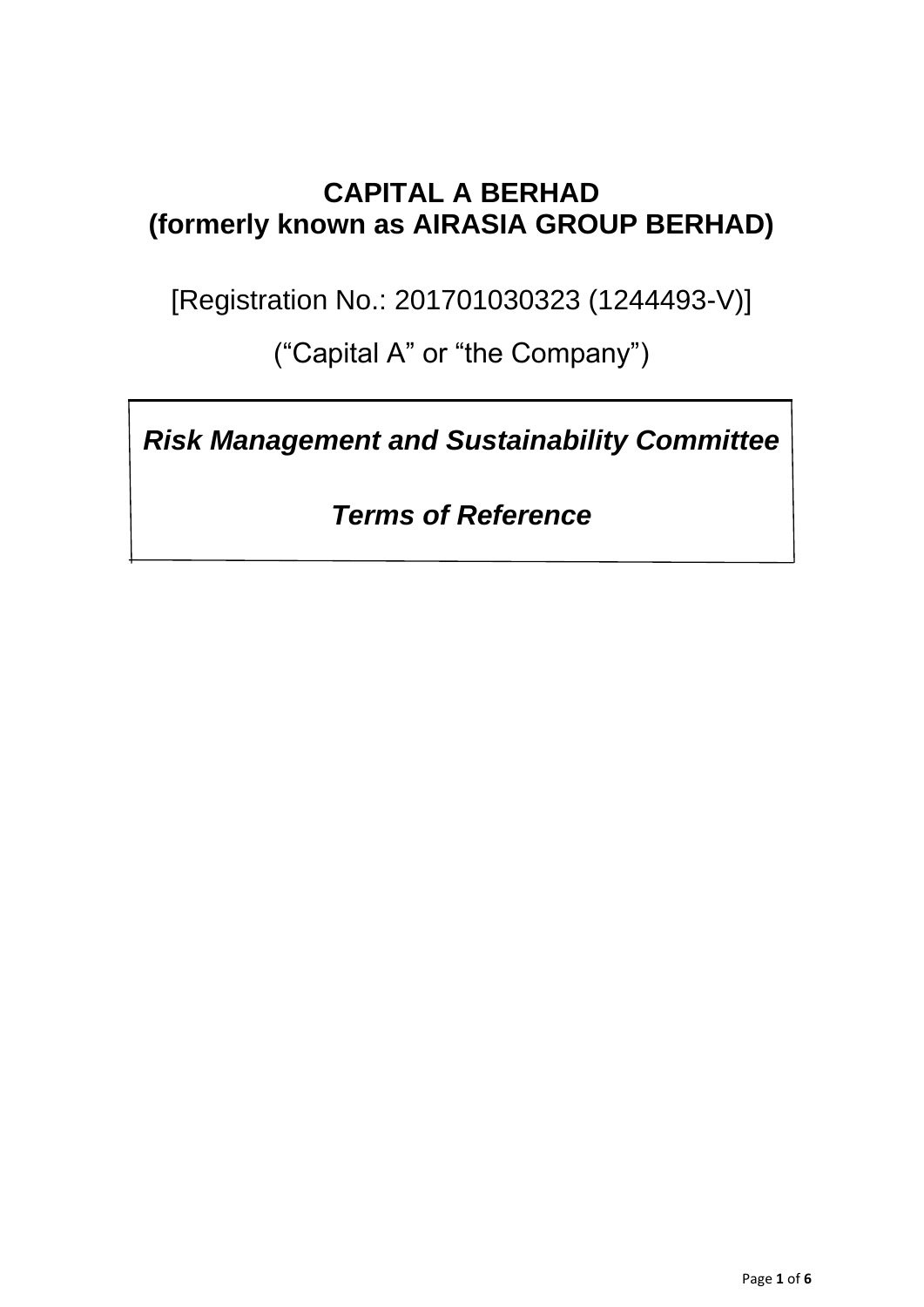# CAPITAL A BERHAD
# (formerly known as AIRASIA GROUP BERHAD)

[Registration No.: 201701030323 (1244493-V)]

(“Capital A” or “the Company”)

## *Risk Management and Sustainability Committee*

## *Terms of Reference*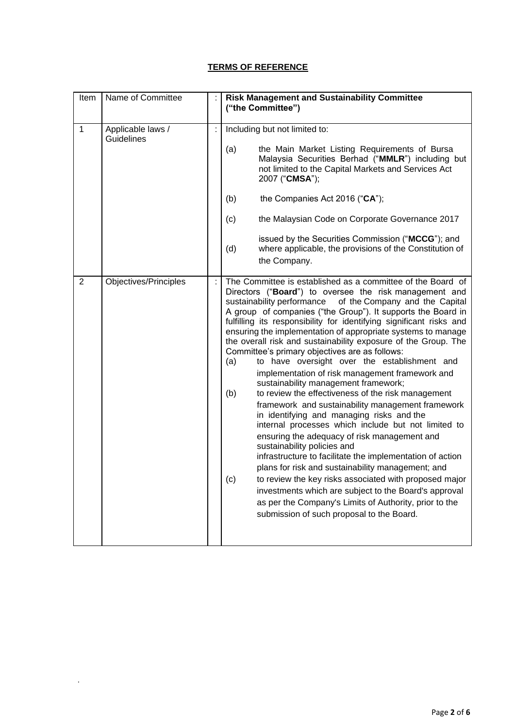**TERMS OF REFERENCE**

| Item | Name of Committee | : | **Risk Management and Sustainability Committee ("the Committee")** |
|---|---|---|---|
| 1 | Applicable laws / Guidelines | : | Including but not limited to:<br><br>(a) the Main Market Listing Requirements of Bursa Malaysia Securities Berhad ("**MMLR**") including but not limited to the Capital Markets and Services Act 2007 ("**CMSA**");<br><br>(b) the Companies Act 2016 ("**CA**");<br><br>(c) the Malaysian Code on Corporate Governance 2017 issued by the Securities Commission ("**MCCG**"); and<br><br>(d) where applicable, the provisions of the Constitution of the Company. |
| 2 | Objectives/Principles | : | The Committee is established as a committee of the Board of Directors ("**Board**") to oversee the risk management and sustainability performance of the Company and the Capital A group of companies ("the Group"). It supports the Board in fulfilling its responsibility for identifying significant risks and ensuring the implementation of appropriate systems to manage the overall risk and sustainability exposure of the Group. The Committee's primary objectives are as follows:<br>(a) to have oversight over the establishment and implementation of risk management framework and sustainability management framework;<br>(b) to review the effectiveness of the risk management framework and sustainability management framework in identifying and managing risks and the internal processes which include but not limited to ensuring the adequacy of risk management and sustainability policies and infrastructure to facilitate the implementation of action plans for risk and sustainability management; and<br>(c) to review the key risks associated with proposed major investments which are subject to the Board's approval as per the Company's Limits of Authority, prior to the submission of such proposal to the Board. |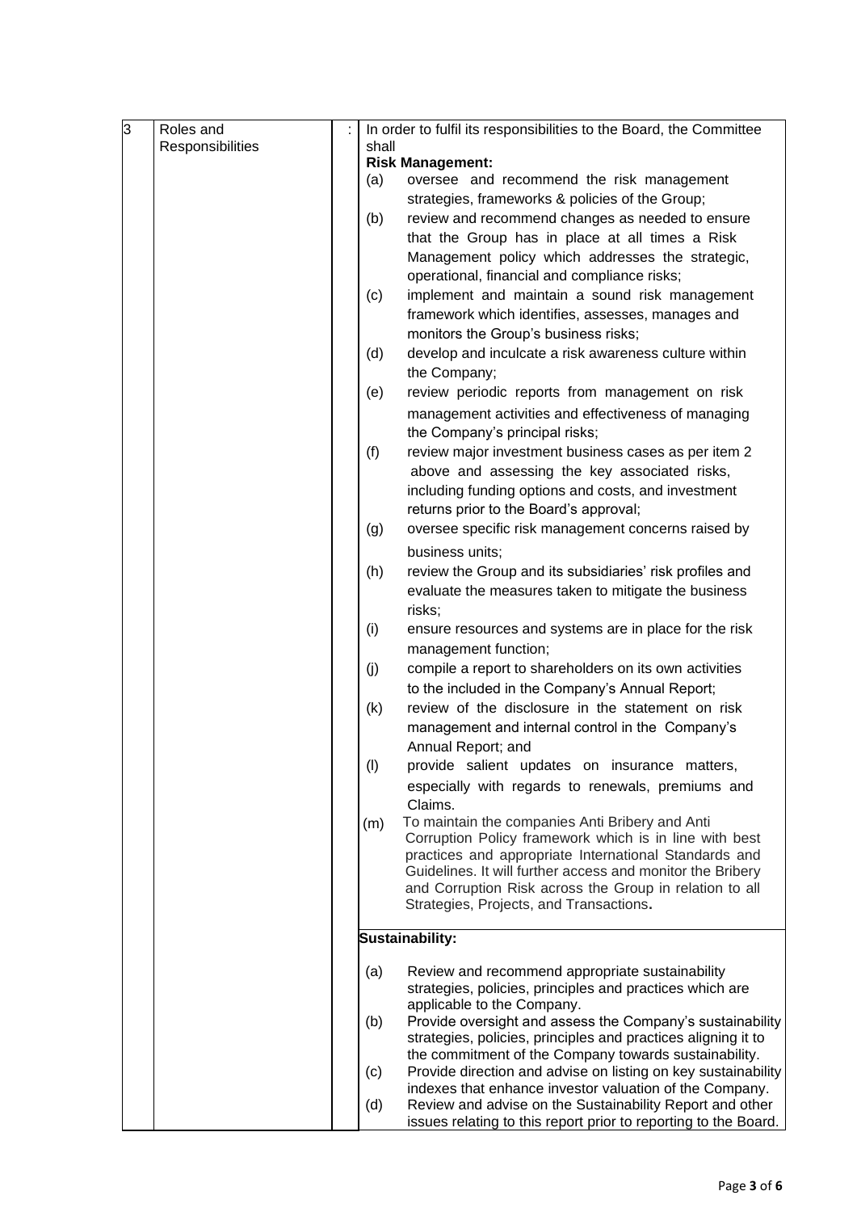| | | | |
|---|---|---|---|
| 3 | Roles and Responsibilities | : | In order to fulfil its responsibilities to the Board, the Committee shall<br>**Risk Management:**<br>(a) oversee and recommend the risk management strategies, frameworks & policies of the Group;<br>(b) review and recommend changes as needed to ensure that the Group has in place at all times a Risk Management policy which addresses the strategic, operational, financial and compliance risks;<br>(c) implement and maintain a sound risk management framework which identifies, assesses, manages and monitors the Group's business risks;<br>(d) develop and inculcate a risk awareness culture within the Company;<br>(e) review periodic reports from management on risk management activities and effectiveness of managing the Company's principal risks;<br>(f) review major investment business cases as per item 2 above and assessing the key associated risks, including funding options and costs, and investment returns prior to the Board's approval;<br>(g) oversee specific risk management concerns raised by business units;<br>(h) review the Group and its subsidiaries' risk profiles and evaluate the measures taken to mitigate the business risks;<br>(i) ensure resources and systems are in place for the risk management function;<br>(j) compile a report to shareholders on its own activities to the included in the Company's Annual Report;<br>(k) review of the disclosure in the statement on risk management and internal control in the Company's Annual Report; and<br>(l) provide salient updates on insurance matters, especially with regards to renewals, premiums and Claims.<br>(m) To maintain the companies Anti Bribery and Anti Corruption Policy framework which is in line with best practices and appropriate International Standards and Guidelines. It will further access and monitor the Bribery and Corruption Risk across the Group in relation to all Strategies, Projects, and Transactions. |
| | | | **Sustainability:**<br>(a) Review and recommend appropriate sustainability strategies, policies, principles and practices which are applicable to the Company.<br>(b) Provide oversight and assess the Company's sustainability strategies, policies, principles and practices aligning it to the commitment of the Company towards sustainability.<br>(c) Provide direction and advise on listing on key sustainability indexes that enhance investor valuation of the Company.<br>(d) Review and advise on the Sustainability Report and other issues relating to this report prior to reporting to the Board. |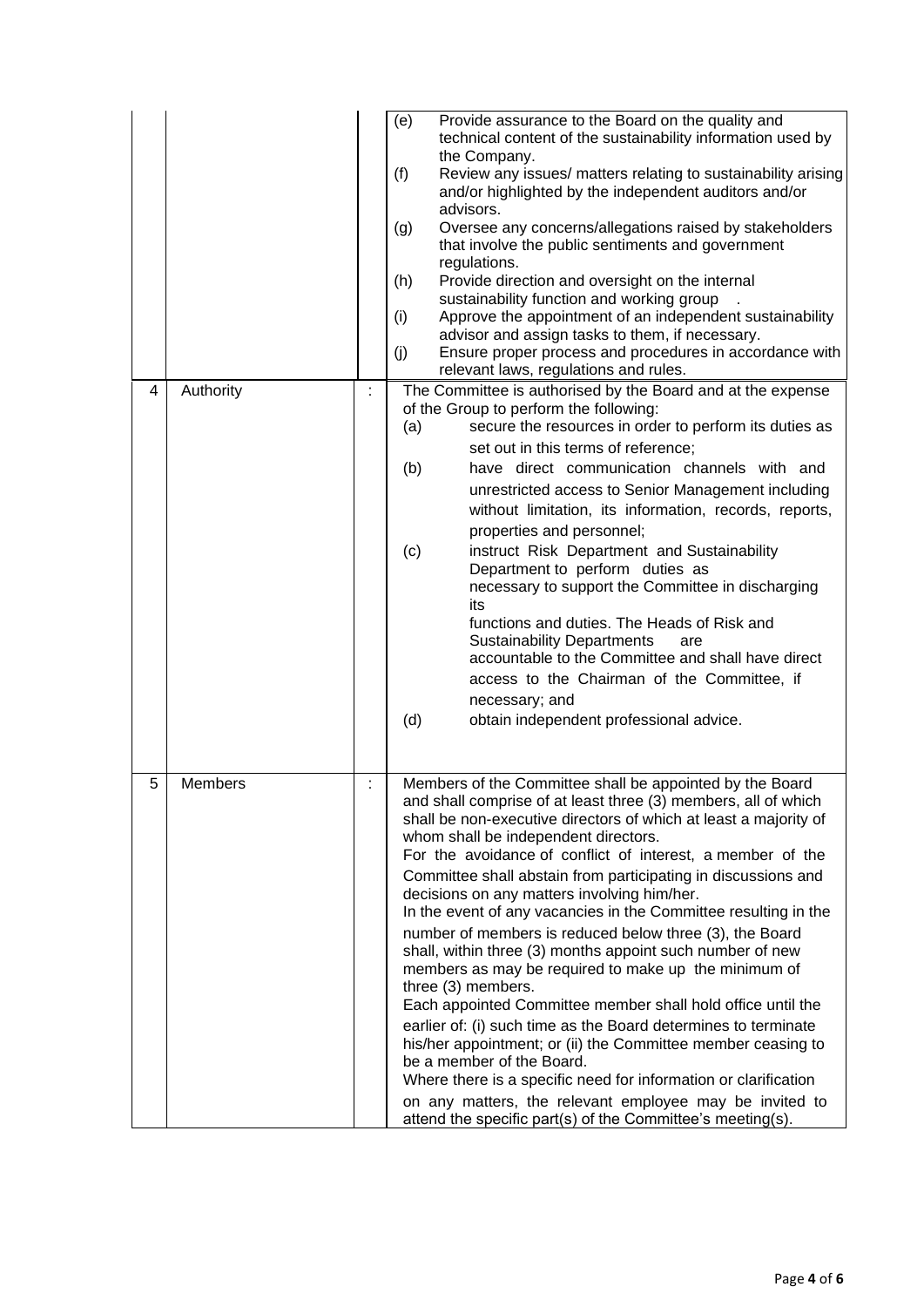| | | | |
|---|---|---|---|
| | | | (e) Provide assurance to the Board on the quality and technical content of the sustainability information used by the Company.<br>(f) Review any issues/ matters relating to sustainability arising and/or highlighted by the independent auditors and/or advisors.<br>(g) Oversee any concerns/allegations raised by stakeholders that involve the public sentiments and government regulations.<br>(h) Provide direction and oversight on the internal sustainability function and working group .<br>(i) Approve the appointment of an independent sustainability advisor and assign tasks to them, if necessary.<br>(j) Ensure proper process and procedures in accordance with relevant laws, regulations and rules. |
| 4 | Authority | : | The Committee is authorised by the Board and at the expense of the Group to perform the following:<br>(a) secure the resources in order to perform its duties as set out in this terms of reference;<br>(b) have direct communication channels with and unrestricted access to Senior Management including without limitation, its information, records, reports, properties and personnel;<br>(c) instruct Risk Department and Sustainability Department to perform duties as necessary to support the Committee in discharging its functions and duties. The Heads of Risk and Sustainability Departments are accountable to the Committee and shall have direct access to the Chairman of the Committee, if necessary; and<br>(d) obtain independent professional advice. |
| 5 | Members | : | Members of the Committee shall be appointed by the Board and shall comprise of at least three (3) members, all of which shall be non-executive directors of which at least a majority of whom shall be independent directors.<br>For the avoidance of conflict of interest, a member of the Committee shall abstain from participating in discussions and decisions on any matters involving him/her.<br>In the event of any vacancies in the Committee resulting in the number of members is reduced below three (3), the Board shall, within three (3) months appoint such number of new members as may be required to make up the minimum of three (3) members.<br>Each appointed Committee member shall hold office until the earlier of: (i) such time as the Board determines to terminate his/her appointment; or (ii) the Committee member ceasing to be a member of the Board.<br>Where there is a specific need for information or clarification on any matters, the relevant employee may be invited to attend the specific part(s) of the Committee's meeting(s). |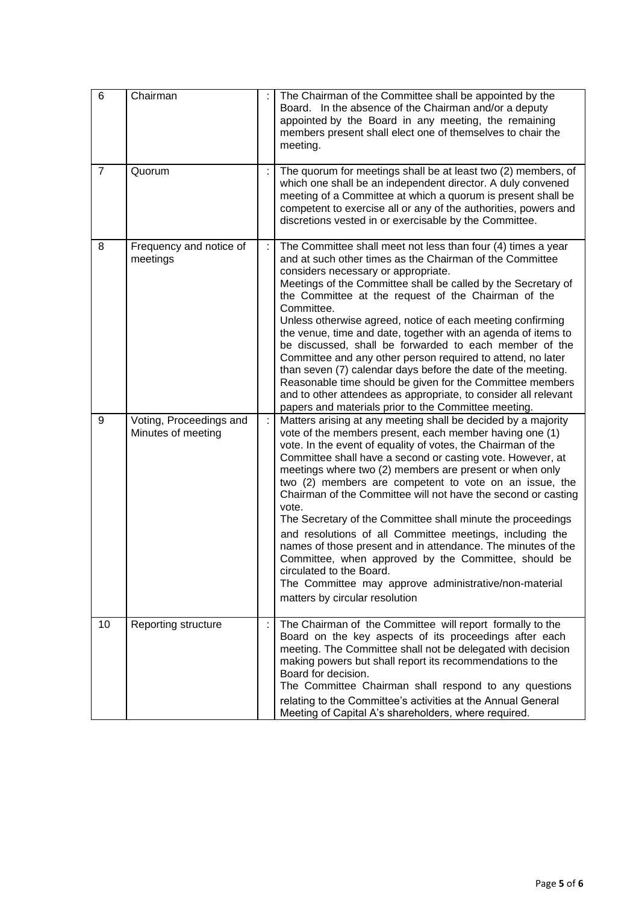| | | | |
|---|---|---|---|
| 6 | Chairman | : | The Chairman of the Committee shall be appointed by the Board. In the absence of the Chairman and/or a deputy appointed by the Board in any meeting, the remaining members present shall elect one of themselves to chair the meeting. |
| 7 | Quorum | : | The quorum for meetings shall be at least two (2) members, of which one shall be an independent director. A duly convened meeting of a Committee at which a quorum is present shall be competent to exercise all or any of the authorities, powers and discretions vested in or exercisable by the Committee. |
| 8 | Frequency and notice of meetings | : | The Committee shall meet not less than four (4) times a year and at such other times as the Chairman of the Committee considers necessary or appropriate.<br>Meetings of the Committee shall be called by the Secretary of the Committee at the request of the Chairman of the Committee.<br>Unless otherwise agreed, notice of each meeting confirming the venue, time and date, together with an agenda of items to be discussed, shall be forwarded to each member of the Committee and any other person required to attend, no later than seven (7) calendar days before the date of the meeting. Reasonable time should be given for the Committee members and to other attendees as appropriate, to consider all relevant papers and materials prior to the Committee meeting. |
| 9 | Voting, Proceedings and Minutes of meeting | : | Matters arising at any meeting shall be decided by a majority vote of the members present, each member having one (1) vote. In the event of equality of votes, the Chairman of the Committee shall have a second or casting vote. However, at meetings where two (2) members are present or when only two (2) members are competent to vote on an issue, the Chairman of the Committee will not have the second or casting vote.<br>The Secretary of the Committee shall minute the proceedings and resolutions of all Committee meetings, including the names of those present and in attendance. The minutes of the Committee, when approved by the Committee, should be circulated to the Board.<br>The Committee may approve administrative/non-material matters by circular resolution |
| 10 | Reporting structure | : | The Chairman of the Committee will report formally to the Board on the key aspects of its proceedings after each meeting. The Committee shall not be delegated with decision making powers but shall report its recommendations to the Board for decision.<br>The Committee Chairman shall respond to any questions relating to the Committee's activities at the Annual General Meeting of Capital A's shareholders, where required. |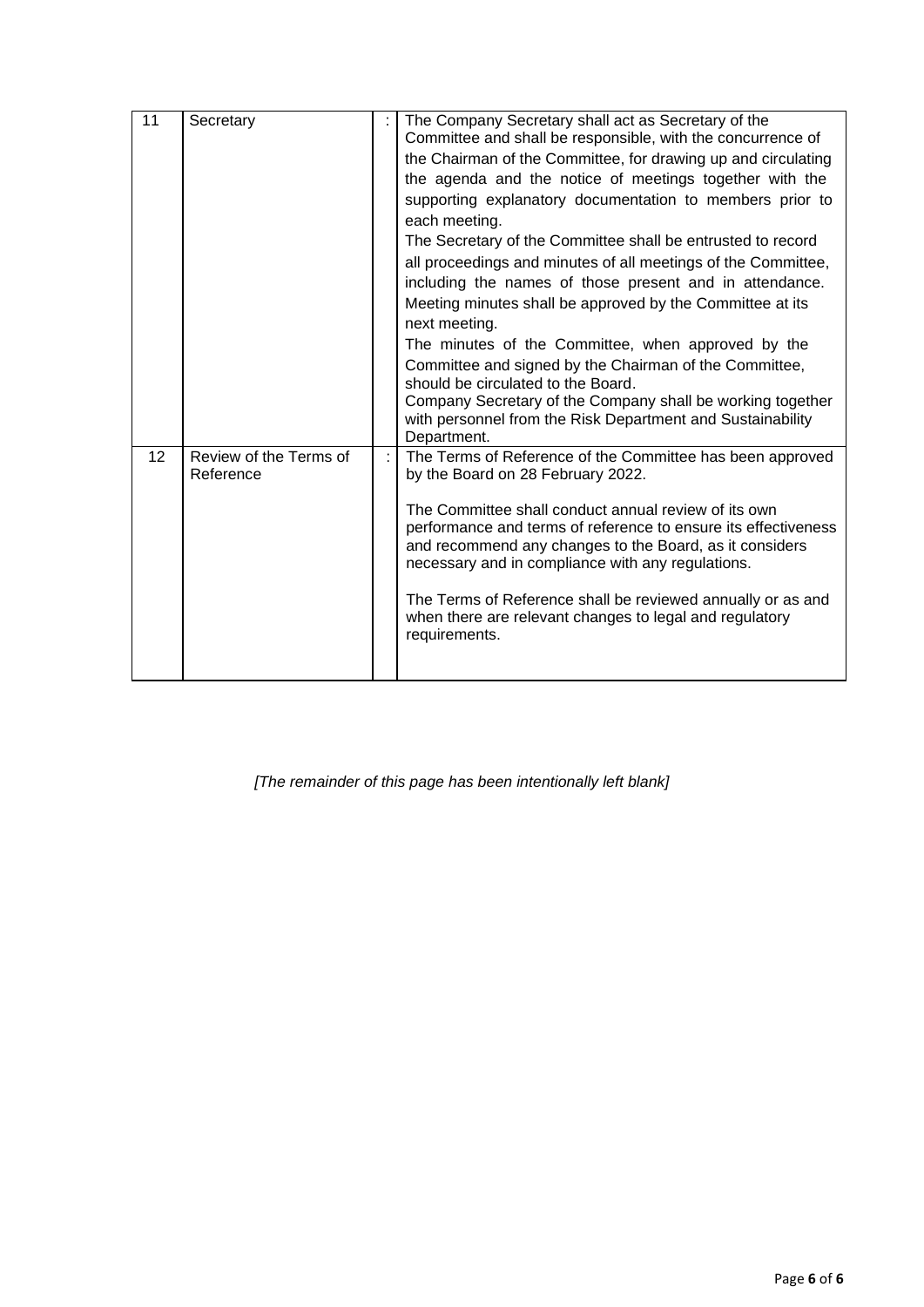| | | | |
|---|---|---|---|
| 11 | Secretary | : | The Company Secretary shall act as Secretary of the Committee and shall be responsible, with the concurrence of the Chairman of the Committee, for drawing up and circulating the agenda and the notice of meetings together with the supporting explanatory documentation to members prior to each meeting.<br>The Secretary of the Committee shall be entrusted to record all proceedings and minutes of all meetings of the Committee, including the names of those present and in attendance. Meeting minutes shall be approved by the Committee at its next meeting.<br>The minutes of the Committee, when approved by the Committee and signed by the Chairman of the Committee, should be circulated to the Board.<br>Company Secretary of the Company shall be working together with personnel from the Risk Department and Sustainability Department. |
| 12 | Review of the Terms of Reference | : | The Terms of Reference of the Committee has been approved by the Board on 28 February 2022.<br><br>The Committee shall conduct annual review of its own performance and terms of reference to ensure its effectiveness and recommend any changes to the Board, as it considers necessary and in compliance with any regulations.<br><br>The Terms of Reference shall be reviewed annually or as and when there are relevant changes to legal and regulatory requirements. |

*[The remainder of this page has been intentionally left blank]*